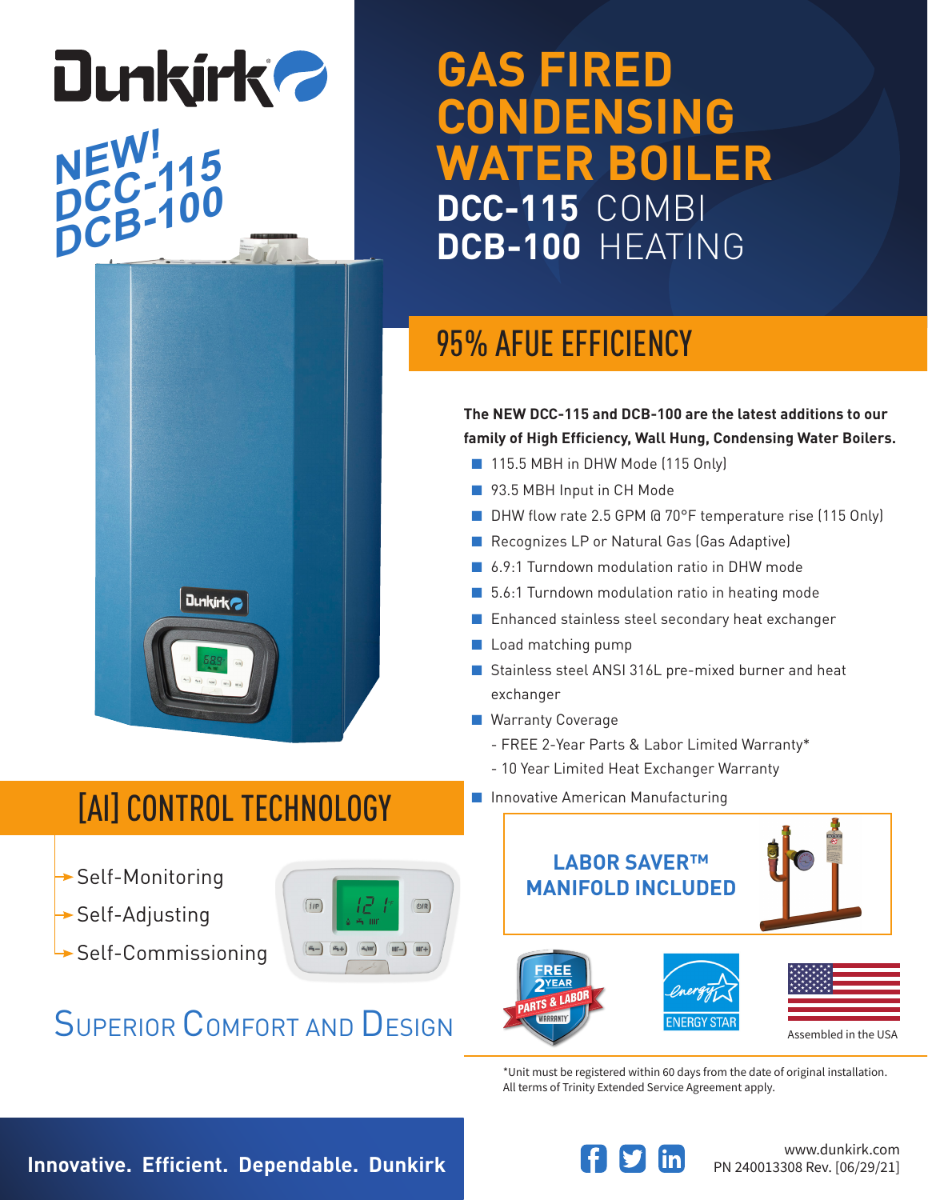# Dunkirk

**NEW! DCC-115 DCB-100**

# GAS FIRED CONDENSING WATER BOILER

## DCC-115 COMBI
## DCB-100 HEATING

## 95% AFUE EFFICIENCY

**The NEW DCC-115 and DCB-100 are the latest additions to our family of High Efficiency, Wall Hung, Condensing Water Boilers.**

- 115.5 MBH in DHW Mode (115 Only)
- 93.5 MBH Input in CH Mode
- DHW flow rate 2.5 GPM @ 70°F temperature rise (115 Only)
- Recognizes LP or Natural Gas (Gas Adaptive)
- 6.9:1 Turndown modulation ratio in DHW mode
- 5.6:1 Turndown modulation ratio in heating mode
- Enhanced stainless steel secondary heat exchanger
- Load matching pump
- Stainless steel ANSI 316L pre-mixed burner and heat exchanger
- Warranty Coverage
  - FREE 2-Year Parts & Labor Limited Warranty*
  - 10 Year Limited Heat Exchanger Warranty
- Innovative American Manufacturing

## [AI] CONTROL TECHNOLOGY

- Self-Monitoring
- Self-Adjusting
- Self-Commissioning

## Superior Comfort and Design

**LABOR SAVER™ MANIFOLD INCLUDED**

FREE 2 YEAR PARTS & LABOR WARRANTY

ENERGY STAR

Assembled in the USA

*Unit must be registered within 60 days from the date of original installation. All terms of Trinity Extended Service Agreement apply.

**Innovative. Efficient. Dependable. Dunkirk**

www.dunkirk.com
PN 240013308 Rev. [06/29/21]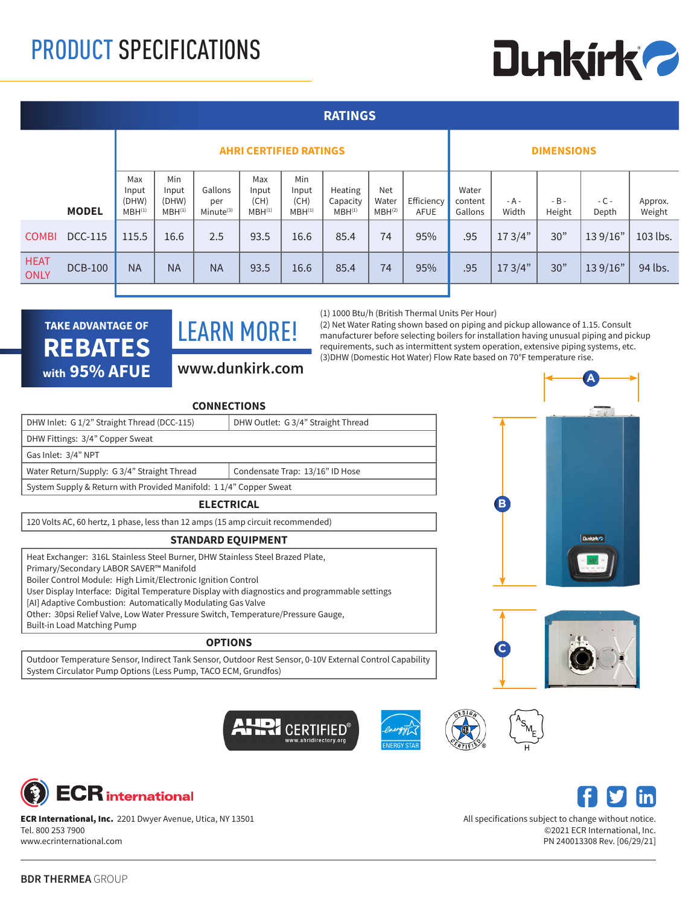# PRODUCT SPECIFICATIONS

## RATINGS

| | MODEL | AHRI CERTIFIED RATINGS | | | | | | | | DIMENSIONS | | | | |
|---|---|---|---|---|---|---|---|---|---|---|---|---|---|---|
| | | Max Input (DHW) MBH(1) | Min Input (DHW) MBH(1) | Gallons per Minute(3) | Max Input (CH) MBH(1) | Min Input (CH) MBH(1) | Heating Capacity MBH(1) | Net Water MBH(2) | Efficiency AFUE | Water content Gallons | - A - Width | - B - Height | - C - Depth | Approx. Weight |
| COMBI | DCC-115 | 115.5 | 16.6 | 2.5 | 93.5 | 16.6 | 85.4 | 74 | 95% | .95 | 17 3/4" | 30" | 13 9/16" | 103 lbs. |
| HEAT ONLY | DCB-100 | NA | NA | NA | 93.5 | 16.6 | 85.4 | 74 | 95% | .95 | 17 3/4" | 30" | 13 9/16" | 94 lbs. |

**TAKE ADVANTAGE OF REBATES with 95% AFUE**

**LEARN MORE!**
**www.dunkirk.com**

(1) 1000 Btu/h (British Thermal Units Per Hour)
(2) Net Water Rating shown based on piping and pickup allowance of 1.15. Consult manufacturer before selecting boilers for installation having unusual piping and pickup requirements, such as intermittent system operation, extensive piping systems, etc.
(3)DHW (Domestic Hot Water) Flow Rate based on 70°F temperature rise.

### CONNECTIONS

| | |
|---|---|
| DHW Inlet: G 1/2" Straight Thread (DCC-115) | DHW Outlet: G 3/4" Straight Thread |
| DHW Fittings: 3/4" Copper Sweat | |
| Gas Inlet: 3/4" NPT | |
| Water Return/Supply: G 3/4" Straight Thread | Condensate Trap: 13/16" ID Hose |
| System Supply & Return with Provided Manifold: 1 1/4" Copper Sweat | |

### ELECTRICAL

120 Volts AC, 60 hertz, 1 phase, less than 12 amps (15 amp circuit recommended)

### STANDARD EQUIPMENT

Heat Exchanger: 316L Stainless Steel Burner, DHW Stainless Steel Brazed Plate, Primary/Secondary LABOR SAVER™ Manifold
Boiler Control Module: High Limit/Electronic Ignition Control
User Display Interface: Digital Temperature Display with diagnostics and programmable settings
[AI] Adaptive Combustion: Automatically Modulating Gas Valve
Other: 30psi Relief Valve, Low Water Pressure Switch, Temperature/Pressure Gauge, Built-in Load Matching Pump

### OPTIONS

Outdoor Temperature Sensor, Indirect Tank Sensor, Outdoor Rest Sensor, 0-10V External Control Capability
System Circulator Pump Options (Less Pump, TACO ECM, Grundfos)

A
B
C

**ECR International, Inc.** 2201 Dwyer Avenue, Utica, NY 13501
Tel. 800 253 7900
www.ecrinternational.com

All specifications subject to change without notice.
©2021 ECR International, Inc.
PN 240013308 Rev. [06/29/21]

**BDR THERMEA** GROUP